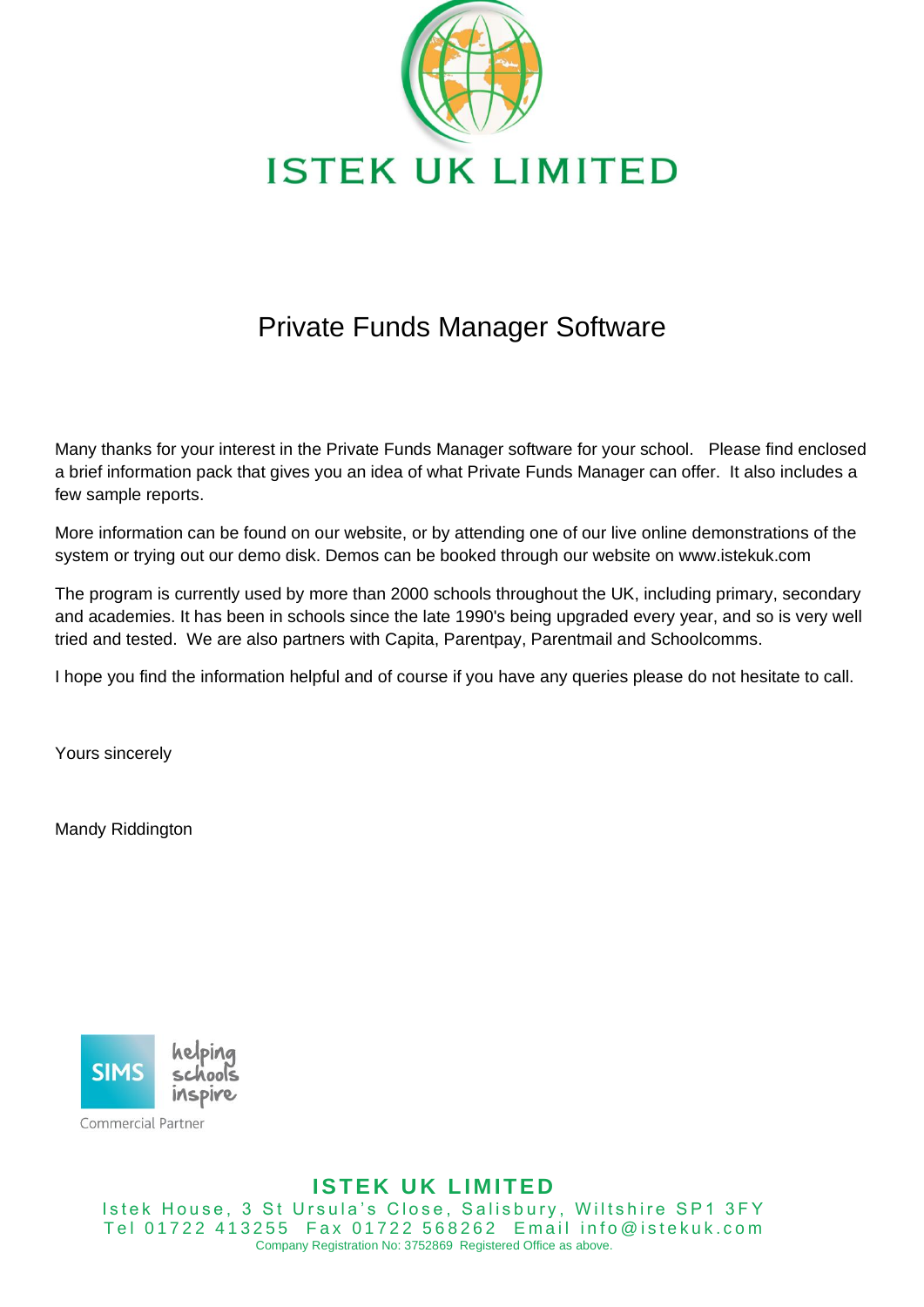# ISTEK UK LIMITED

## Private Funds Manager Software

Many thanks for your interest in the Private Funds Manager software for your school. Please find enclosed a brief information pack that gives you an idea of what Private Funds Manager can offer. It also includes a few sample reports.

More information can be found on our website, or by attending one of our live online demonstrations of the system or trying out our demo disk. Demos can be booked through our website on www.istekuk.com

The program is currently used by more than 2000 schools throughout the UK, including primary, secondary and academies. It has been in schools since the late 1990's being upgraded every year, and so is very well tried and tested. We are also partners with Capita, Parentpay, Parentmail and Schoolcomms.

I hope you find the information helpful and of course if you have any queries please do not hesitate to call.

Yours sincerely

Mandy Riddington

SIMS helping schools inspire
Commercial Partner

**ISTEK UK LIMITED**
Istek House, 3 St Ursula's Close, Salisbury, Wiltshire SP1 3FY
Tel 01722 413255 Fax 01722 568262 Email info@istekuk.com
Company Registration No: 3752869 Registered Office as above.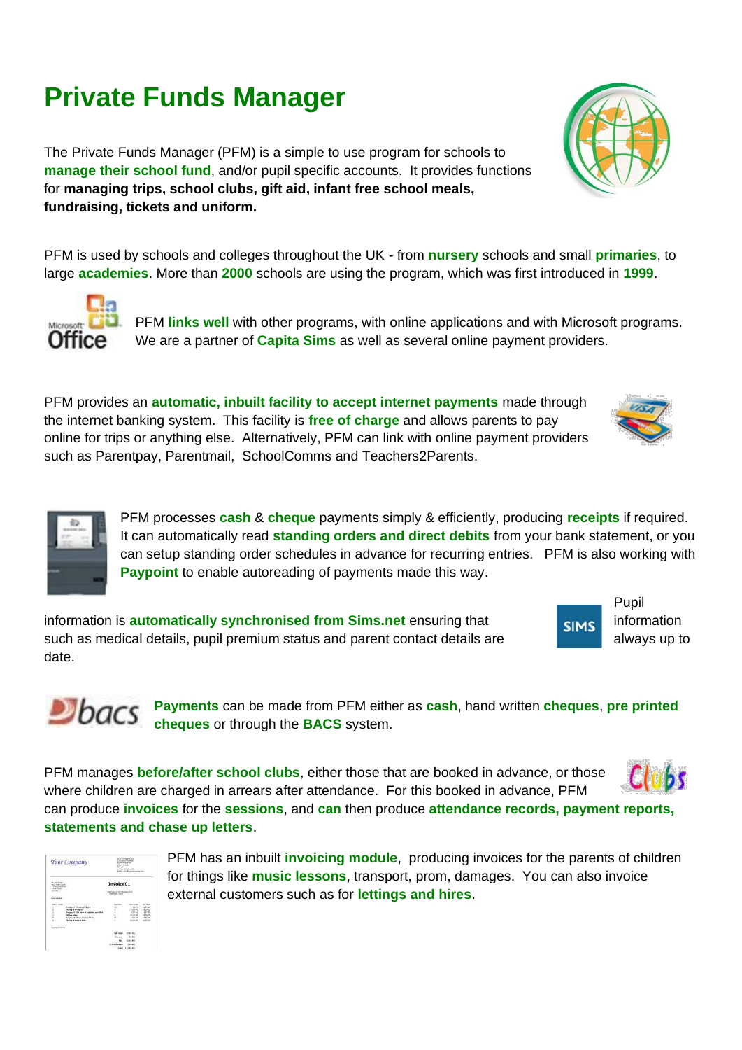# Private Funds Manager

The Private Funds Manager (PFM) is a simple to use program for schools to **manage their school fund**, and/or pupil specific accounts. It provides functions for **managing trips, school clubs, gift aid, infant free school meals, fundraising, tickets and uniform.**

PFM is used by schools and colleges throughout the UK - from **nursery** schools and small **primaries**, to large **academies**. More than **2000** schools are using the program, which was first introduced in **1999**.

PFM **links well** with other programs, with online applications and with Microsoft programs. We are a partner of **Capita Sims** as well as several online payment providers.

PFM provides an **automatic, inbuilt facility to accept internet payments** made through the internet banking system. This facility is **free of charge** and allows parents to pay online for trips or anything else. Alternatively, PFM can link with online payment providers such as Parentpay, Parentmail, SchoolComms and Teachers2Parents.

PFM processes **cash** & **cheque** payments simply & efficiently, producing **receipts** if required. It can automatically read **standing orders and direct debits** from your bank statement, or you can setup standing order schedules in advance for recurring entries. PFM is also working with **Paypoint** to enable autoreading of payments made this way.

Pupil information is **automatically synchronised from Sims.net** ensuring that such as medical details, pupil premium status and parent contact details are always up to date.

**Payments** can be made from PFM either as **cash**, hand written **cheques**, **pre printed cheques** or through the **BACS** system.

PFM manages **before/after school clubs**, either those that are booked in advance, or those where children are charged in arrears after attendance. For this booked in advance, PFM can produce **invoices** for the **sessions**, and **can** then produce **attendance records, payment reports, statements and chase up letters**.

PFM has an inbuilt **invoicing module**, producing invoices for the parents of children for things like **music lessons**, transport, prom, damages. You can also invoice external customers such as for **lettings and hires**.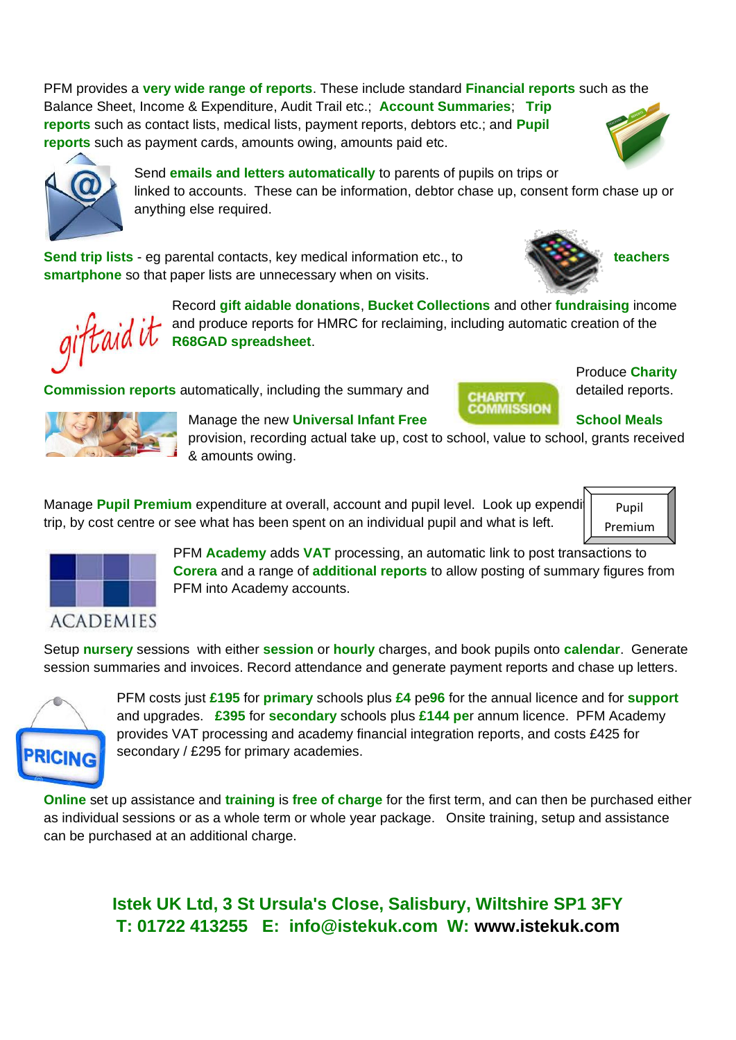PFM provides a **very wide range of reports**. These include standard **Financial reports** such as the Balance Sheet, Income & Expenditure, Audit Trail etc.; **Account Summaries**; **Trip reports** such as contact lists, medical lists, payment reports, debtors etc.; and **Pupil reports** such as payment cards, amounts owing, amounts paid etc.

Send **emails and letters automatically** to parents of pupils on trips or linked to accounts. These can be information, debtor chase up, consent form chase up or anything else required.

**Send trip lists** - eg parental contacts, key medical information etc., to **teachers smartphone** so that paper lists are unnecessary when on visits.

Record **gift aidable donations**, **Bucket Collections** and other **fundraising** income and produce reports for HMRC for reclaiming, including automatic creation of the **R68GAD spreadsheet**.

Produce **Charity Commission reports** automatically, including the summary and detailed reports.

Manage the new **Universal Infant Free School Meals** provision, recording actual take up, cost to school, value to school, grants received & amounts owing.

Manage **Pupil Premium** expenditure at overall, account and pupil level. Look up expendi trip, by cost centre or see what has been spent on an individual pupil and what is left.

PFM **Academy** adds **VAT** processing, an automatic link to post transactions to **Corera** and a range of **additional reports** to allow posting of summary figures from PFM into Academy accounts.

Setup **nursery** sessions with either **session** or **hourly** charges, and book pupils onto **calendar**. Generate session summaries and invoices. Record attendance and generate payment reports and chase up letters.

PFM costs just **£195** for **primary** schools plus **£4** pe**96** for the annual licence and for **support** and upgrades. **£395** for **secondary** schools plus **£144 pe**r annum licence. PFM Academy provides VAT processing and academy financial integration reports, and costs £425 for secondary / £295 for primary academies.

**Online** set up assistance and **training** is **free of charge** for the first term, and can then be purchased either as individual sessions or as a whole term or whole year package. Onsite training, setup and assistance can be purchased at an additional charge.

**Istek UK Ltd, 3 St Ursula's Close, Salisbury, Wiltshire SP1 3FY**
**T: 01722 413255 E: info@istekuk.com W: www.istekuk.com**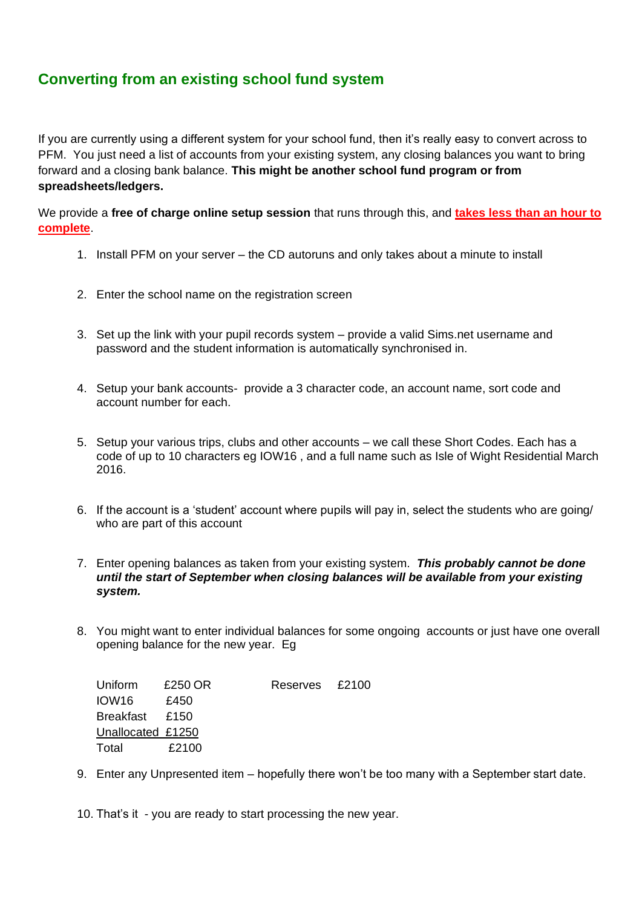## Converting from an existing school fund system

If you are currently using a different system for your school fund, then it's really easy to convert across to PFM. You just need a list of accounts from your existing system, any closing balances you want to bring forward and a closing bank balance. **This might be another school fund program or from spreadsheets/ledgers.**

We provide a **free of charge online setup session** that runs through this, and **takes less than an hour to complete**.

1. Install PFM on your server – the CD autoruns and only takes about a minute to install
2. Enter the school name on the registration screen
3. Set up the link with your pupil records system – provide a valid Sims.net username and password and the student information is automatically synchronised in.
4. Setup your bank accounts- provide a 3 character code, an account name, sort code and account number for each.
5. Setup your various trips, clubs and other accounts – we call these Short Codes. Each has a code of up to 10 characters eg IOW16 , and a full name such as Isle of Wight Residential March 2016.
6. If the account is a 'student' account where pupils will pay in, select the students who are going/ who are part of this account
7. Enter opening balances as taken from your existing system. ***This probably cannot be done until the start of September when closing balances will be available from your existing system.***
8. You might want to enter individual balances for some ongoing accounts or just have one overall opening balance for the new year. Eg

| | | | | |
|---|---|---|---|---|
| Uniform | £250 OR | | Reserves | £2100 |
| IOW16 | £450 | | | |
| Breakfast | £150 | | | |
| Unallocated | £1250 | | | |
| Total | £2100 | | | |

9. Enter any Unpresented item – hopefully there won't be too many with a September start date.
10. That's it - you are ready to start processing the new year.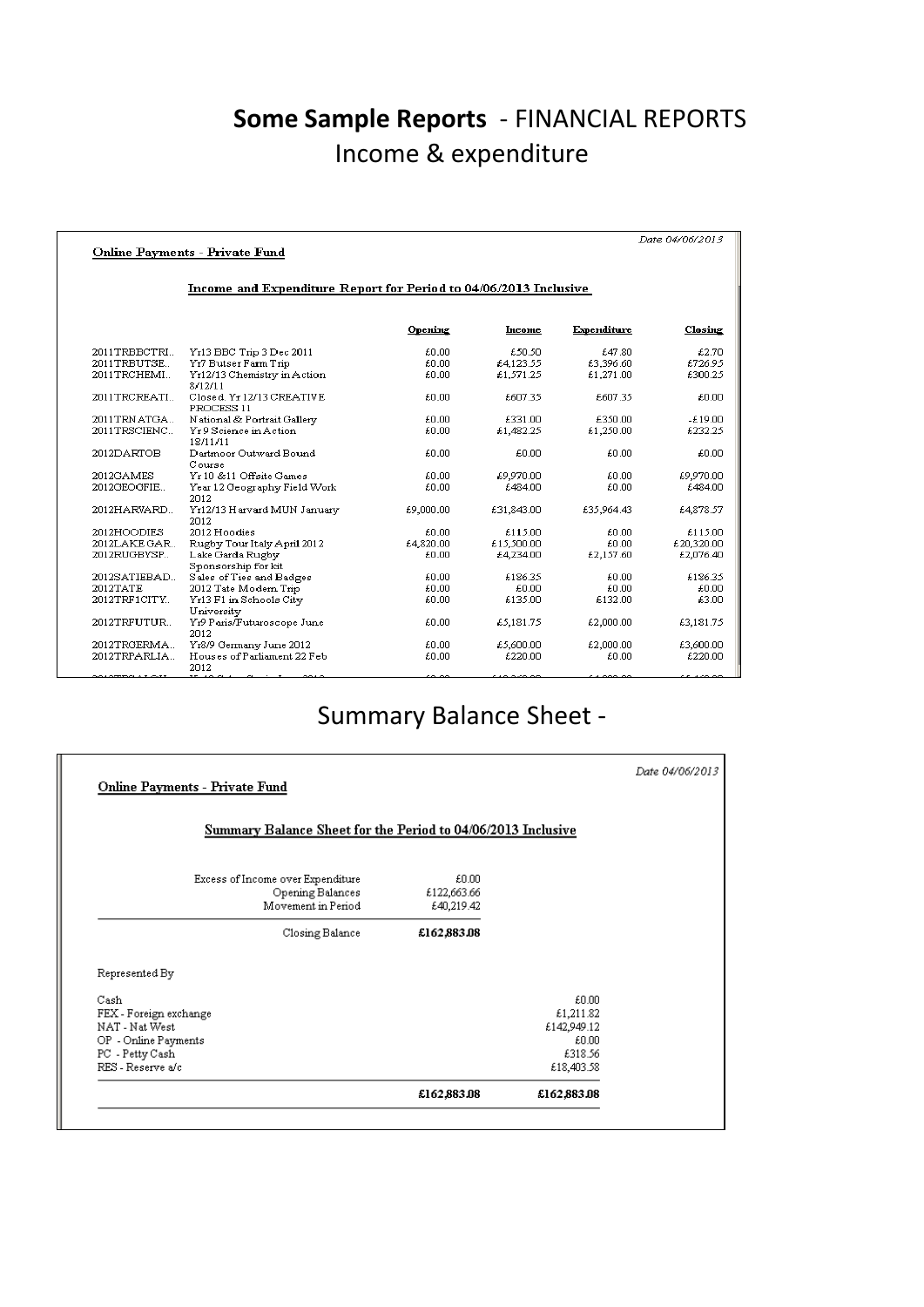# **Some Sample Reports** - FINANCIAL REPORTS

## Income & expenditure

*Date 04/06/2013*

**Online Payments - Private Fund**

**Income and Expenditure Report for Period to 04/06/2013 Inclusive**

| | | Opening | Income | Expenditure | Closing |
|---|---|---|---|---|---|
| 2011TRBBCTRI.. | Yr13 BBC Trip 3 Dec 2011 | £0.00 | £50.50 | £47.80 | £2.70 |
| 2011TRBUTSE.. | Yr7 Butser Farm Trip | £0.00 | £4,123.55 | £3,396.60 | £726.95 |
| 2011TRCHEMI.. | Yr12/13 Chemistry in Action 8/12/11 | £0.00 | £1,571.25 | £1,271.00 | £300.25 |
| 2011TRCREATI.. | Closed. Yr 12/13 CREATIVE PROCESS 11 | £0.00 | £607.35 | £607.35 | £0.00 |
| 2011TRNATGA.. | National & Portrait Gallery | £0.00 | £331.00 | £350.00 | -£19.00 |
| 2011TRSCIENC.. | Yr9 Science in Action 18/11/11 | £0.00 | £1,482.25 | £1,250.00 | £232.25 |
| 2012DARTOB | Dartmoor Outward Bound Course | £0.00 | £0.00 | £0.00 | £0.00 |
| 2012GAMES | Yr 10 &11 Offsite Games | £0.00 | £9,970.00 | £0.00 | £9,970.00 |
| 2012GEOGFIE.. | Year 12 Geography Field Work 2012 | £0.00 | £484.00 | £0.00 | £484.00 |
| 2012HARVARD.. | Yr12/13 Harvard MUN January 2012 | £9,000.00 | £31,843.00 | £35,964.43 | £4,878.57 |
| 2012HOODIES | 2012 Hoodies | £0.00 | £115.00 | £0.00 | £115.00 |
| 2012LAKEGAR.. | Rugby Tour Italy April 2012 | £4,820.00 | £15,500.00 | £0.00 | £20,320.00 |
| 2012RUGBYSP.. | Lake Garda Rugby Sponsorship for kit | £0.00 | £4,234.00 | £2,157.60 | £2,076.40 |
| 2012SATIEBAD.. | Sales of Ties and Badges | £0.00 | £186.35 | £0.00 | £186.35 |
| 2012TATE | 2012 Tate Modern Trip | £0.00 | £0.00 | £0.00 | £0.00 |
| 2012TRF1CITY.. | Yr13 F1 in Schools City University | £0.00 | £135.00 | £132.00 | £3.00 |
| 2012TRFUTUR.. | Yr9 Paris/Futuroscope June 2012 | £0.00 | £5,181.75 | £2,000.00 | £3,181.75 |
| 2012TRGERMA.. | Yr8/9 Germany June 2012 | £0.00 | £5,600.00 | £2,000.00 | £3,600.00 |
| 2012TRPARLIA.. | Houses of Parliament 22 Feb 2012 | £0.00 | £220.00 | £0.00 | £220.00 |

## Summary Balance Sheet -

*Date 04/06/2013*

**Online Payments - Private Fund**

**Summary Balance Sheet for the Period to 04/06/2013 Inclusive**

| | | |
|---|---|---|
| Excess of Income over Expenditure | £0.00 | |
| Opening Balances | £122,663.66 | |
| Movement in Period | £40,219.42 | |
| Closing Balance | **£162,883.08** | |
| Represented By | | |
| Cash | | £0.00 |
| FEX - Foreign exchange | | £1,211.82 |
| NAT - Nat West | | £142,949.12 |
| OP - Online Payments | | £0.00 |
| PC - Petty Cash | | £318.56 |
| RES - Reserve a/c | | £18,403.58 |
| | **£162,883.08** | **£162,883.08** |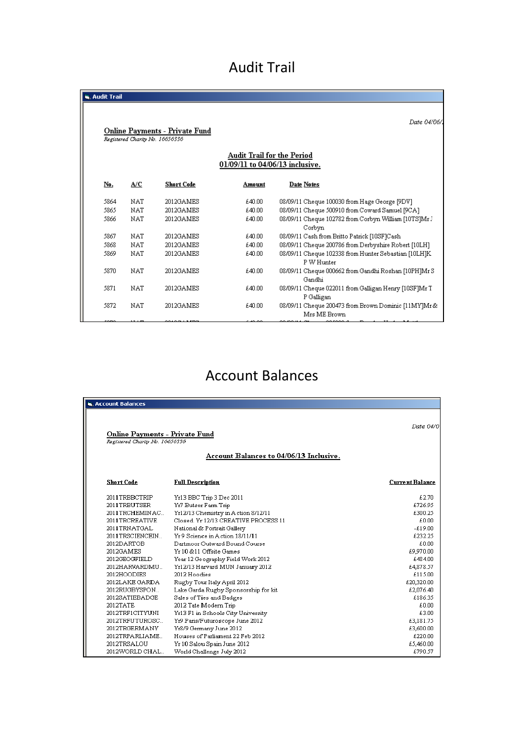# Audit Trail

**Audit Trail**

*Date 04/06/*

**Online Payments - Private Fund**

*Registered Charity No. 16656336*

**Audit Trail for the Period 01/09/11 to 04/06/13 inclusive.**

| No. | A/C | Short Code | Amount | Date Notes |
|---|---|---|---|---|
| 5864 | NAT | 2012GAMES | £40.00 | 08/09/11 Cheque 100030 from Hage George [9DV] |
| 5865 | NAT | 2012GAMES | £40.00 | 08/09/11 Cheque 500910 from Coward Samuel [9CA] |
| 5866 | NAT | 2012GAMES | £40.00 | 08/09/11 Cheque 102782 from Corbyn William [10TS]Mr J Corbyn |
| 5867 | NAT | 2012GAMES | £40.00 | 08/09/11 Cash from Britto Patrick [10SF]Cash |
| 5868 | NAT | 2012GAMES | £40.00 | 08/09/11 Cheque 200786 from Derbyshire Robert [10LH] |
| 5869 | NAT | 2012GAMES | £40.00 | 08/09/11 Cheque 102338 from Hunter Sebastian [10LH]K P W Hunter |
| 5870 | NAT | 2012GAMES | £40.00 | 08/09/11 Cheque 000662 from Gandhi Roshan [10PH]Mr S Gandhi |
| 5871 | NAT | 2012GAMES | £40.00 | 08/09/11 Cheque 022011 from Galligan Henry [10SF]Mr T P Galligan |
| 5872 | NAT | 2012GAMES | £40.00 | 08/09/11 Cheque 200473 from Brown Dominic [11MY]Mr & Mrs ME Brown |

# Account Balances

**Account Balances**

*Date 04/0*

**Online Payments - Private Fund**

*Registered Charity No. 16656336*

**Account Balances to 04/06/13 Inclusive.**

| Short Code | Full Description | Current Balance |
|---|---|---|
| 2011TRBBCTRIP | Yr13 BBC Trip 3 Dec 2011 | £2.70 |
| 2011TRBUTSER | Yr7 Butser Farm Trip | £726.95 |
| 2011TRCHEMINAC.. | Yr12/13 Chemistry in Action 8/12/11 | £300.25 |
| 2011TRCREATIVE | Closed. Yr 12/13 CREATIVE PROCESS 11 | £0.00 |
| 2011TRNATGAL | National & Portrait Gallery | -£19.00 |
| 2011TRSCIENCEIN.. | Yr 9 Science in Action 18/11/11 | £232.25 |
| 2012DARTOB | Dartmoor Outward Bound Course | £0.00 |
| 2012GAMES | Yr 10 &11 Offsite Games | £9,970.00 |
| 2012GEOGFIELD | Year 12 Geography Field Work 2012 | £484.00 |
| 2012HARVARDMU.. | Yr12/13 Harvard MUN January 2012 | £4,878.57 |
| 2012HOODIES | 2012 Hoodies | £115.00 |
| 2012LAKE GARDA | Rugby Tour Italy April 2012 | £20,320.00 |
| 2012RUGBYSPON.. | Lake Garda Rugby Sponsorship for kit | £2,076.40 |
| 2012SATIEBADGE | Sales of Ties and Badges | £186.35 |
| 2012TATE | 2012 Tate Modern Trip | £0.00 |
| 2012TRF1CITYUNI | Yr13 F1 in Schools City University | £3.00 |
| 2012TRFUTUROSC.. | Yr9 Paris/Futuroscope June 2012 | £3,181.75 |
| 2012TRGERMANY | Yr8/9 Germany June 2012 | £3,600.00 |
| 2012TRPARLIAME.. | Houses of Parliament 22 Feb 2012 | £220.00 |
| 2012TRSALOU | Yr 10 Salou Spain June 2012 | £5,460.00 |
| 2012WORLD CHAL.. | World Challenge July 2012 | £790.57 |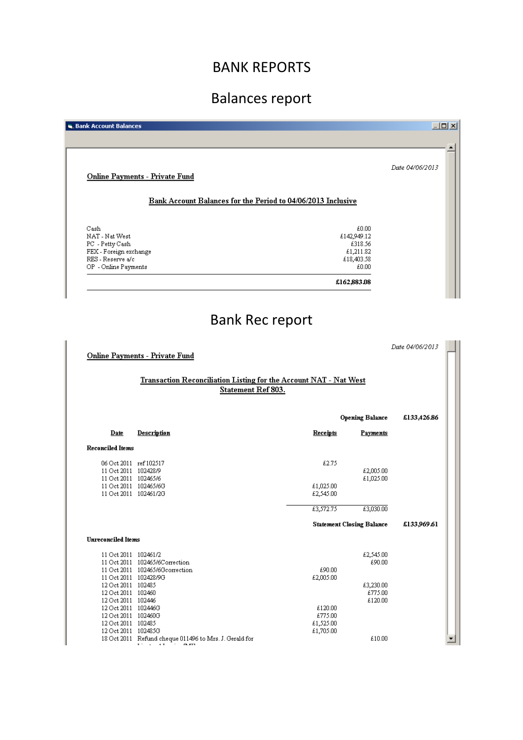# BANK REPORTS

## Balances report

**Bank Account Balances**

*Date 04/06/2013*

**Online Payments - Private Fund**

**Bank Account Balances for the Period to 04/06/2013 Inclusive**

| Account | Balance |
|---|---|
| Cash | £0.00 |
| NAT - Nat West | £142,949.12 |
| PC - Petty Cash | £318.56 |
| FEX - Foreign exchange | £1,211.82 |
| RES - Reserve a/c | £18,403.58 |
| OP - Online Payments | £0.00 |
| | **£162,883.08** |

## Bank Rec report

*Date 04/06/2013*

**Online Payments - Private Fund**

**Transaction Reconciliation Listing for the Account NAT - Nat West**
**Statement Ref 803.**

**Opening Balance** **£133,426.86**

| Date | Description | Receipts | Payments | |
|---|---|---|---|---|
| **Reconciled Items** | | | | |
| 06 Oct 2011 | ref 102517 | £2.75 | | |
| 11 Oct 2011 | 102428/9 | | £2,005.00 | |
| 11 Oct 2011 | 102465/6 | | £1,025.00 | |
| 11 Oct 2011 | 102465/6G | £1,025.00 | | |
| 11 Oct 2011 | 102461/2G | £2,545.00 | | |
| | | £3,572.75 | £3,030.00 | |
| | | | **Statement Closing Balance** | **£133,969.61** |
| **Unreconciled Items** | | | | |
| 11 Oct 2011 | 102461/2 | | £2,545.00 | |
| 11 Oct 2011 | 102465/6Correction | | £90.00 | |
| 11 Oct 2011 | 102465/6Gcorrection | £90.00 | | |
| 11 Oct 2011 | 102428/9G | £2,005.00 | | |
| 12 Oct 2011 | 102485 | | £3,230.00 | |
| 12 Oct 2011 | 102460 | | £775.00 | |
| 12 Oct 2011 | 102446 | | £120.00 | |
| 12 Oct 2011 | 102446G | £120.00 | | |
| 12 Oct 2011 | 102460G | £775.00 | | |
| 12 Oct 2011 | 102485 | £1,525.00 | | |
| 12 Oct 2011 | 102485G | £1,705.00 | | |
| 18 Oct 2011 | Refund cheque 011496 to Mrs. J. Gerald for | | £10.00 | |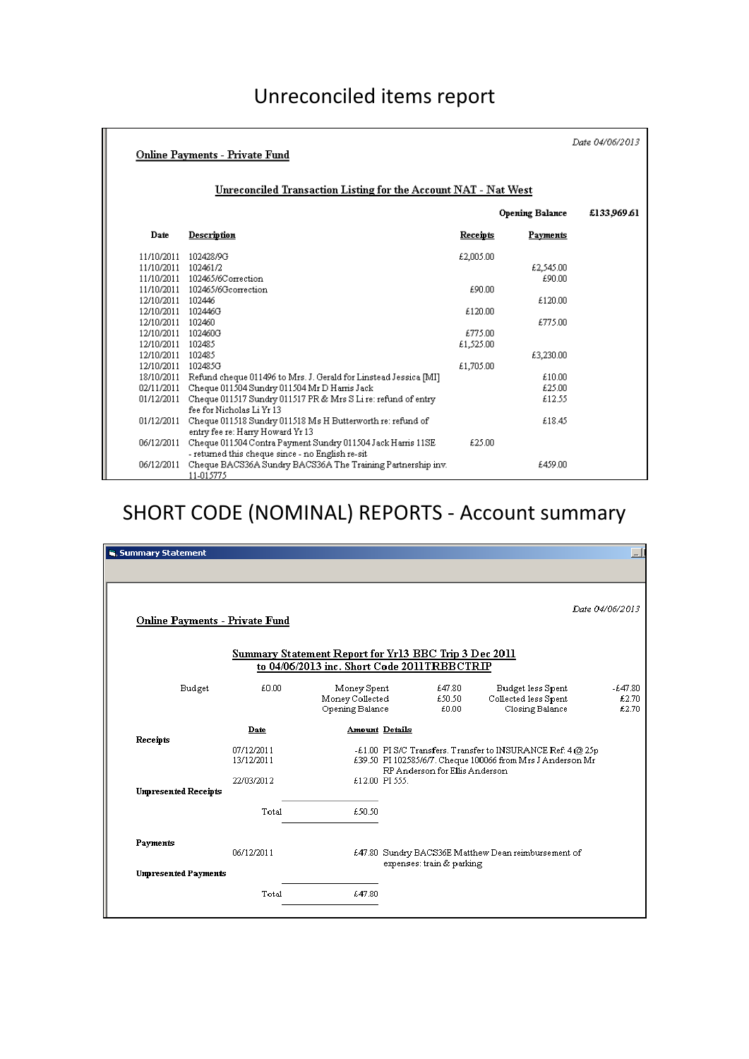# Unreconciled items report

**Online Payments - Private Fund**

*Date 04/06/2013*

**Unreconciled Transaction Listing for the Account NAT - Nat West**

| Date | Description | Receipts | Payments | |
|---|---|---|---|---|
| | | | **Opening Balance** | **£133,969.61** |
| 11/10/2011 | 102428/9G | £2,005.00 | | |
| 11/10/2011 | 102461/2 | | £2,545.00 | |
| 11/10/2011 | 102465/6Correction | | £90.00 | |
| 11/10/2011 | 102465/6Gcorrection | £90.00 | | |
| 12/10/2011 | 102446 | | £120.00 | |
| 12/10/2011 | 102446G | £120.00 | | |
| 12/10/2011 | 102460 | | £775.00 | |
| 12/10/2011 | 102460G | £775.00 | | |
| 12/10/2011 | 102485 | £1,525.00 | | |
| 12/10/2011 | 102485 | | £3,230.00 | |
| 12/10/2011 | 102485G | £1,705.00 | | |
| 18/10/2011 | Refund cheque 011496 to Mrs. J. Gerald for Linstead Jessica [MI] | | £10.00 | |
| 02/11/2011 | Cheque 011504 Sundry 011504 Mr D Harris Jack | | £25.00 | |
| 01/12/2011 | Cheque 011517 Sundry 011517 PR & Mrs S Li re: refund of entry fee for Nicholas Li Yr 13 | | £12.55 | |
| 01/12/2011 | Cheque 011518 Sundry 011518 Ms H Butterworth re: refund of entry fee re: Harry Howard Yr 13 | | £18.45 | |
| 06/12/2011 | Cheque 011504 Contra Payment Sundry 011504 Jack Harris 11SE - returned this cheque since - no English re-sit | £25.00 | | |
| 06/12/2011 | Cheque BACS36A Sundry BACS36A The Training Partnership inv. 11-015775 | | £459.00 | |

# SHORT CODE (NOMINAL) REPORTS - Account summary

Summary Statement

**Online Payments - Private Fund**

*Date 04/06/2013*

**Summary Statement Report for Yr13 BBC Trip 3 Dec 2011 to 04/06/2013 inc. Short Code 2011TRBBCTRIP**

| | | | | | |
|---|---|---|---|---|---|
| Budget | £0.00 | Money Spent | £47.80 | Budget less Spent | -£47.80 |
| | | Money Collected | £50.50 | Collected less Spent | £2.70 |
| | | Opening Balance | £0.00 | Closing Balance | £2.70 |

| | Date | Amount | Details |
|---|---|---|---|
| **Receipts** | | | |
| | 07/12/2011 | -£1.00 | PI S/C Transfers. Transfer to INSURANCE Ref: 4 @ 25p |
| | 13/12/2011 | £39.50 | PI 102585/6/7. Cheque 100066 from Mrs J Anderson Mr RP Anderson for Ellis Anderson |
| | 22/03/2012 | £12.00 | PI 555. |
| **Unpresented Receipts** | | | |
| | Total | £50.50 | |
| **Payments** | | | |
| | 06/12/2011 | £47.80 | Sundry BACS36E Matthew Dean reimbursement of expenses: train & parking |
| **Unpresented Payments** | | | |
| | Total | £47.80 | |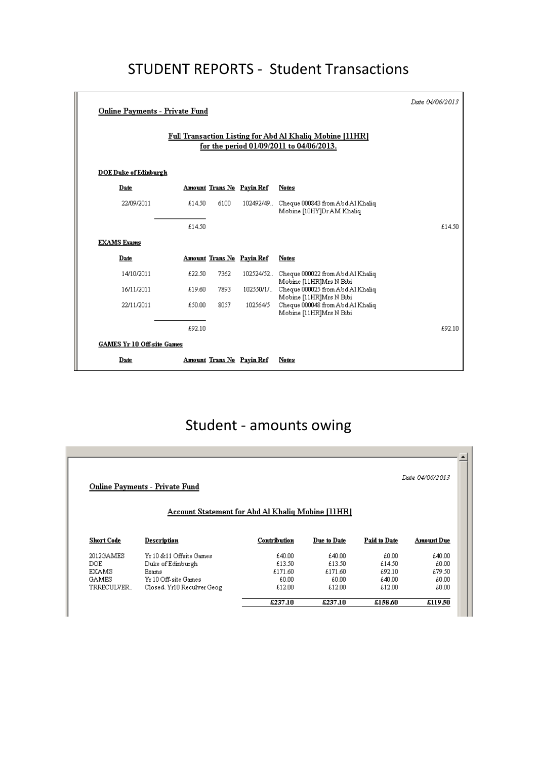# STUDENT REPORTS - Student Transactions

Date 04/06/2013

**Online Payments - Private Fund**

**Full Transaction Listing for Abd Al Khaliq Mobine [11HR] for the period 01/09/2011 to 04/06/2013.**

**DOE Duke of Edinburgh**

| Date | Amount | Trans No | Payin Ref | Notes | |
|---|---|---|---|---|---|
| 22/09/2011 | £14.50 | 6100 | 102492/49.. | Cheque 000843 from Abd Al Khaliq Mobine [10HY]Dr AM Khaliq | |
| | £14.50 | | | | £14.50 |

**EXAMS Exams**

| Date | Amount | Trans No | Payin Ref | Notes | |
|---|---|---|---|---|---|
| 14/10/2011 | £22.50 | 7362 | 102524/52.. | Cheque 000022 from Abd Al Khaliq Mobine [11HR]Mrs N Bibi | |
| 16/11/2011 | £19.60 | 7893 | 102550/1/.. | Cheque 000025 from Abd Al Khaliq Mobine [11HR]Mrs N Bibi | |
| 22/11/2011 | £50.00 | 8057 | 102564/5 | Cheque 000048 from Abd Al Khaliq Mobine [11HR]Mrs N Bibi | |
| | £92.10 | | | | £92.10 |

**GAMES Yr 10 Off-site Games**

| Date | Amount | Trans No | Payin Ref | Notes |
|---|---|---|---|---|

# Student - amounts owing

Date 04/06/2013

**Online Payments - Private Fund**

**Account Statement for Abd Al Khaliq Mobine [11HR]**

| Short Code | Description | Contribution | Due to Date | Paid to Date | Amount Due |
|---|---|---|---|---|---|
| 2012GAMES | Yr 10 &11 Offsite Games | £40.00 | £40.00 | £0.00 | £40.00 |
| DOE | Duke of Edinburgh | £13.50 | £13.50 | £14.50 | £0.00 |
| EXAMS | Exams | £171.60 | £171.60 | £92.10 | £79.50 |
| GAMES | Yr 10 Off-site Games | £0.00 | £0.00 | £40.00 | £0.00 |
| TRRECULVER.. | Closed. Yr10 Reculver Geog | £12.00 | £12.00 | £12.00 | £0.00 |
| | | **£237.10** | **£237.10** | **£158.60** | **£119.50** |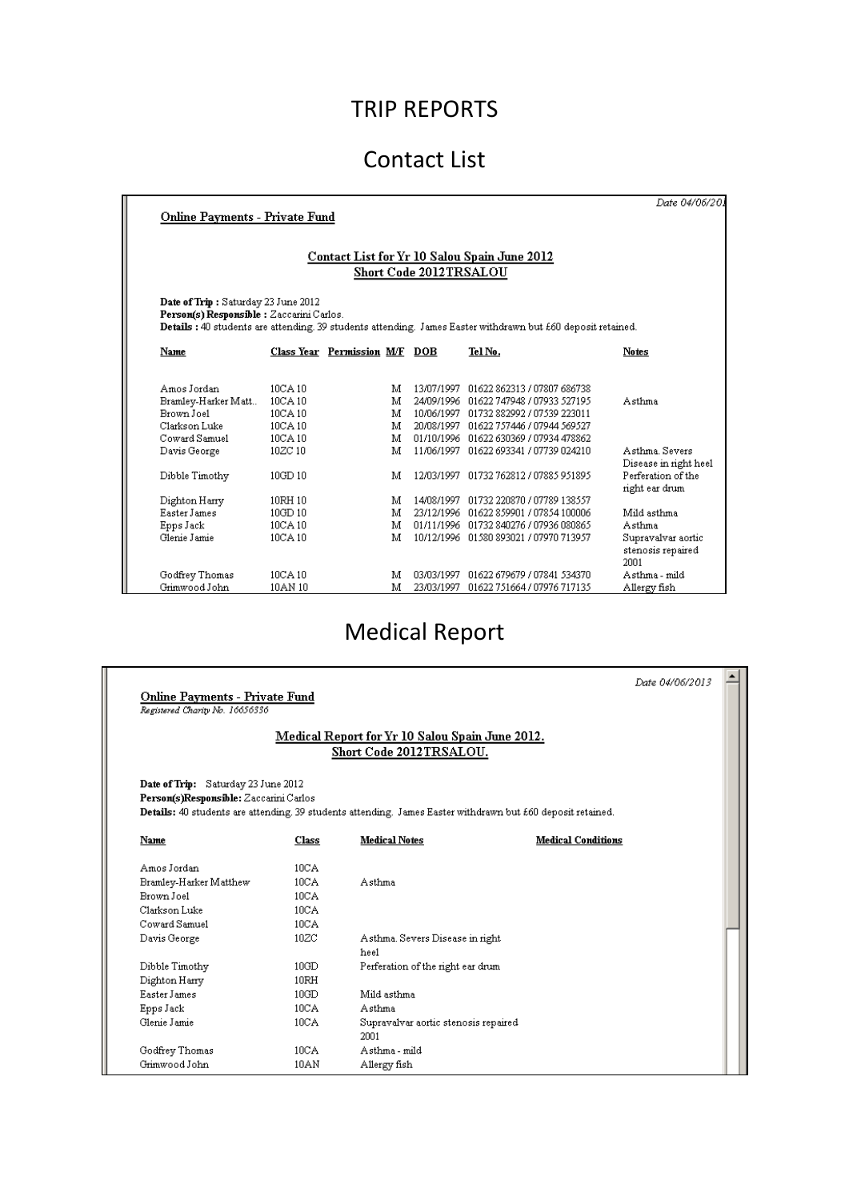# TRIP REPORTS

## Contact List

*Date 04/06/201*

**Online Payments - Private Fund**

**Contact List for Yr 10 Salou Spain June 2012**
**Short Code 2012TRSALOU**

**Date of Trip :** Saturday 23 June 2012
**Person(s) Responsible :** Zaccarini Carlos.
**Details :** 40 students are attending. 39 students attending. James Easter withdrawn but £60 deposit retained.

| Name | Class Year | Permission | M/F | DOB | Tel No. | Notes |
|---|---|---|---|---|---|---|
| Amos Jordan | 10CA 10 | | M | 13/07/1997 | 01622 862313 / 07807 686738 | |
| Bramley-Harker Matt.. | 10CA 10 | | M | 24/09/1996 | 01622 747948 / 07933 527195 | Asthma |
| Brown Joel | 10CA 10 | | M | 10/06/1997 | 01732 882992 / 07539 223011 | |
| Clarkson Luke | 10CA 10 | | M | 20/08/1997 | 01622 757446 / 07944 569527 | |
| Coward Samuel | 10CA 10 | | M | 01/10/1996 | 01622 630369 / 07934 478862 | |
| Davis George | 10ZC 10 | | M | 11/06/1997 | 01622 693341 / 07739 024210 | Asthma. Severs Disease in right heel |
| Dibble Timothy | 10GD 10 | | M | 12/03/1997 | 01732 762812 / 07885 951895 | Perferation of the right ear drum |
| Dighton Harry | 10RH 10 | | M | 14/08/1997 | 01732 220870 / 07789 138557 | |
| Easter James | 10GD 10 | | M | 23/12/1996 | 01622 859901 / 07854 100006 | Mild asthma |
| Epps Jack | 10CA 10 | | M | 01/11/1996 | 01732 840276 / 07936 080865 | Asthma |
| Glenie Jamie | 10CA 10 | | M | 10/12/1996 | 01580 893021 / 07970 713957 | Supravalvar aortic stenosis repaired 2001 |
| Godfrey Thomas | 10CA 10 | | M | 03/03/1997 | 01622 679679 / 07841 534370 | Asthma - mild |
| Grimwood John | 10AN 10 | | M | 23/03/1997 | 01622 751664 / 07976 717135 | Allergy fish |

## Medical Report

*Date 04/06/2013*

**Online Payments - Private Fund**
*Registered Charity No. 16656336*

**Medical Report for Yr 10 Salou Spain June 2012.**
**Short Code 2012TRSALOU.**

**Date of Trip:** Saturday 23 June 2012
**Person(s)Responsible:** Zaccarini Carlos
**Details:** 40 students are attending. 39 students attending. James Easter withdrawn but £60 deposit retained.

| Name | Class | Medical Notes | Medical Conditions |
|---|---|---|---|
| Amos Jordan | 10CA | | |
| Bramley-Harker Matthew | 10CA | Asthma | |
| Brown Joel | 10CA | | |
| Clarkson Luke | 10CA | | |
| Coward Samuel | 10CA | | |
| Davis George | 10ZC | Asthma. Severs Disease in right heel | |
| Dibble Timothy | 10GD | Perferation of the right ear drum | |
| Dighton Harry | 10RH | | |
| Easter James | 10GD | Mild asthma | |
| Epps Jack | 10CA | Asthma | |
| Glenie Jamie | 10CA | Supravalvar aortic stenosis repaired 2001 | |
| Godfrey Thomas | 10CA | Asthma - mild | |
| Grimwood John | 10AN | Allergy fish | |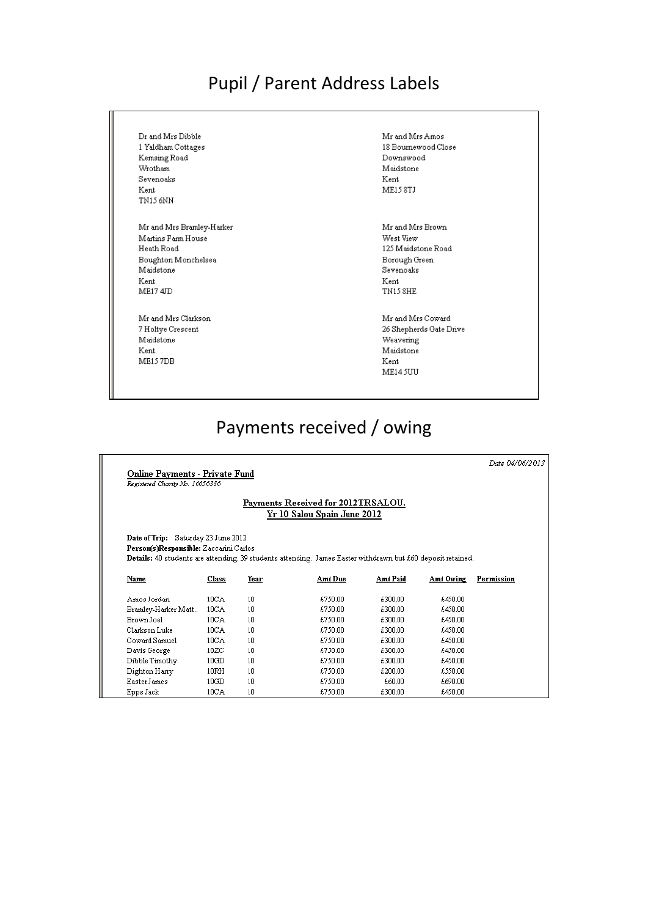# Pupil / Parent Address Labels

Dr and Mrs Dibble
1 Yaldham Cottages
Kemsing Road
Wrotham
Sevenoaks
Kent
TN15 6NN

Mr and Mrs Amos
18 Bournewood Close
Downswood
Maidstone
Kent
ME15 8TJ

Mr and Mrs Bramley-Harker
Martins Farm House
Heath Road
Boughton Monchelsea
Maidstone
Kent
ME17 4JD

Mr and Mrs Brown
West View
125 Maidstone Road
Borough Green
Sevenoaks
Kent
TN15 8HE

Mr and Mrs Clarkson
7 Holtye Crescent
Maidstone
Kent
ME15 7DB

Mr and Mrs Coward
26 Shepherds Gate Drive
Weavering
Maidstone
Kent
ME14 5UU

# Payments received / owing

*Date 04/06/2013*

**Online Payments - Private Fund**
*Registered Charity No. 16656336*

**Payments Received for 2012TRSALOU.**
**Yr 10 Salou Spain June 2012**

**Date of Trip:** Saturday 23 June 2012
**Person(s)Responsible:** Zaccarini Carlos
**Details:** 40 students are attending. 39 students attending. James Easter withdrawn but £60 deposit retained.

| Name | Class | Year | Amt Due | Amt Paid | Amt Owing | Permission |
|---|---|---|---|---|---|---|
| Amos Jordan | 10CA | 10 | £750.00 | £300.00 | £450.00 | |
| Bramley-Harker Matt.. | 10CA | 10 | £750.00 | £300.00 | £450.00 | |
| Brown Joel | 10CA | 10 | £750.00 | £300.00 | £450.00 | |
| Clarkson Luke | 10CA | 10 | £750.00 | £300.00 | £450.00 | |
| Coward Samuel | 10CA | 10 | £750.00 | £300.00 | £450.00 | |
| Davis George | 10ZC | 10 | £750.00 | £300.00 | £450.00 | |
| Dibble Timothy | 10GD | 10 | £750.00 | £300.00 | £450.00 | |
| Dighton Harry | 10RH | 10 | £750.00 | £200.00 | £550.00 | |
| Easter James | 10GD | 10 | £750.00 | £60.00 | £690.00 | |
| Epps Jack | 10CA | 10 | £750.00 | £300.00 | £450.00 | |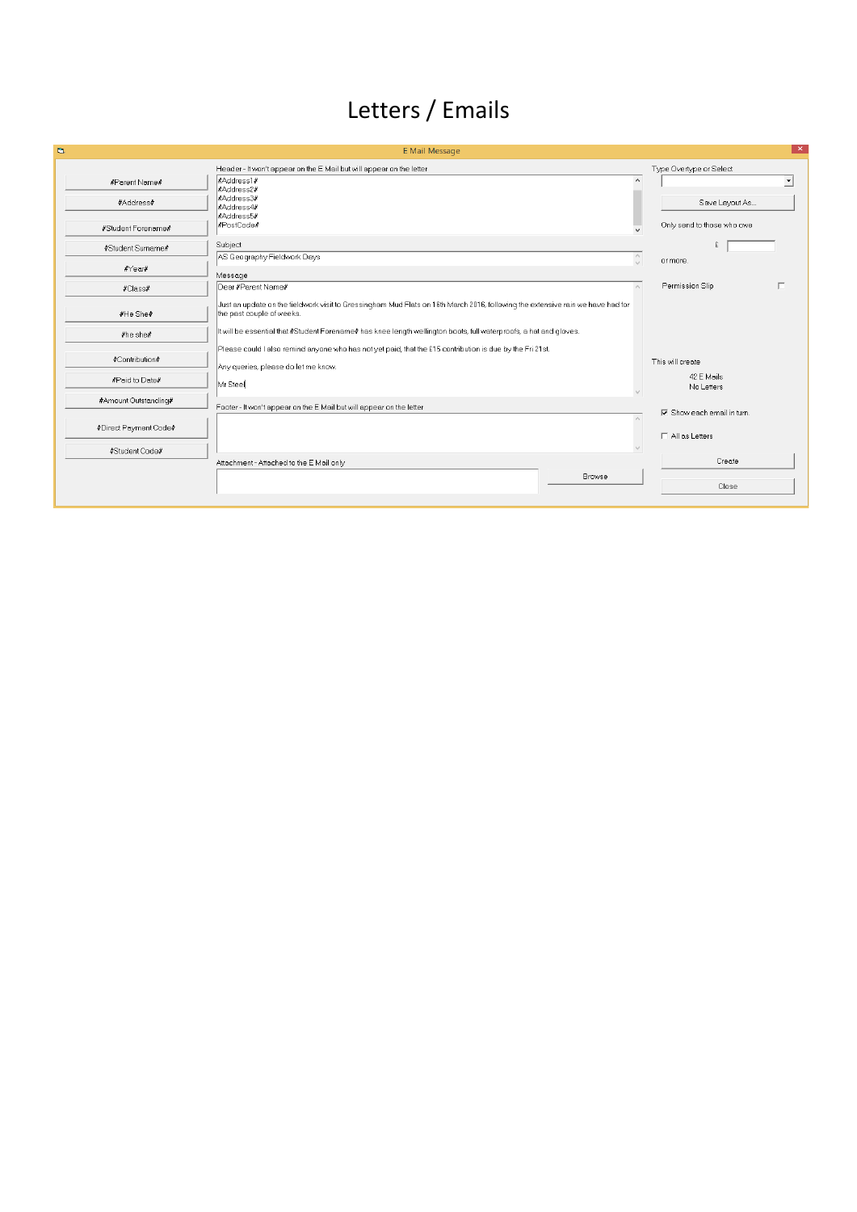# Letters / Emails

E Mail Message

#Parent Name#

#Address#

#Student Forename#

#Student Surname#

#Year#

#Class#

#He She#

#he she#

#Contribution#

#Paid to Date#

#Amount Outstanding#

#Direct Payment Code#

#Student Code#

Header - It won't appear on the E Mail but will appear on the letter

#Address1#
#Address2#
#Address3#
#Address4#
#Address5#
#PostCode#

Subject

AS Geography Fieldwork Days

Message

Dear #Parent Name#

Just an update on the fieldwork visit to Gressingham Mud Flats on 16th March 2016, following the extensive rain we have had for the past couple of weeks.

It will be essential that #Student Forename# has knee length wellington boots, full waterproofs, a hat and gloves.

Please could I also remind anyone who has not yet paid, that the £15 contribution is due by the Fri 21st.

Any queries, please do let me know.

Mr Steel

Footer - It won't appear on the E Mail but will appear on the letter

Attachment - Attached to the E Mail only

Browse

Type Overtype or Select

Save Layout As...

Only send to those who owe

£

or more

Permission Slip

This will create

42 E Mails
No Letters

☑ Show each email in turn

☐ All as Letters

Create

Close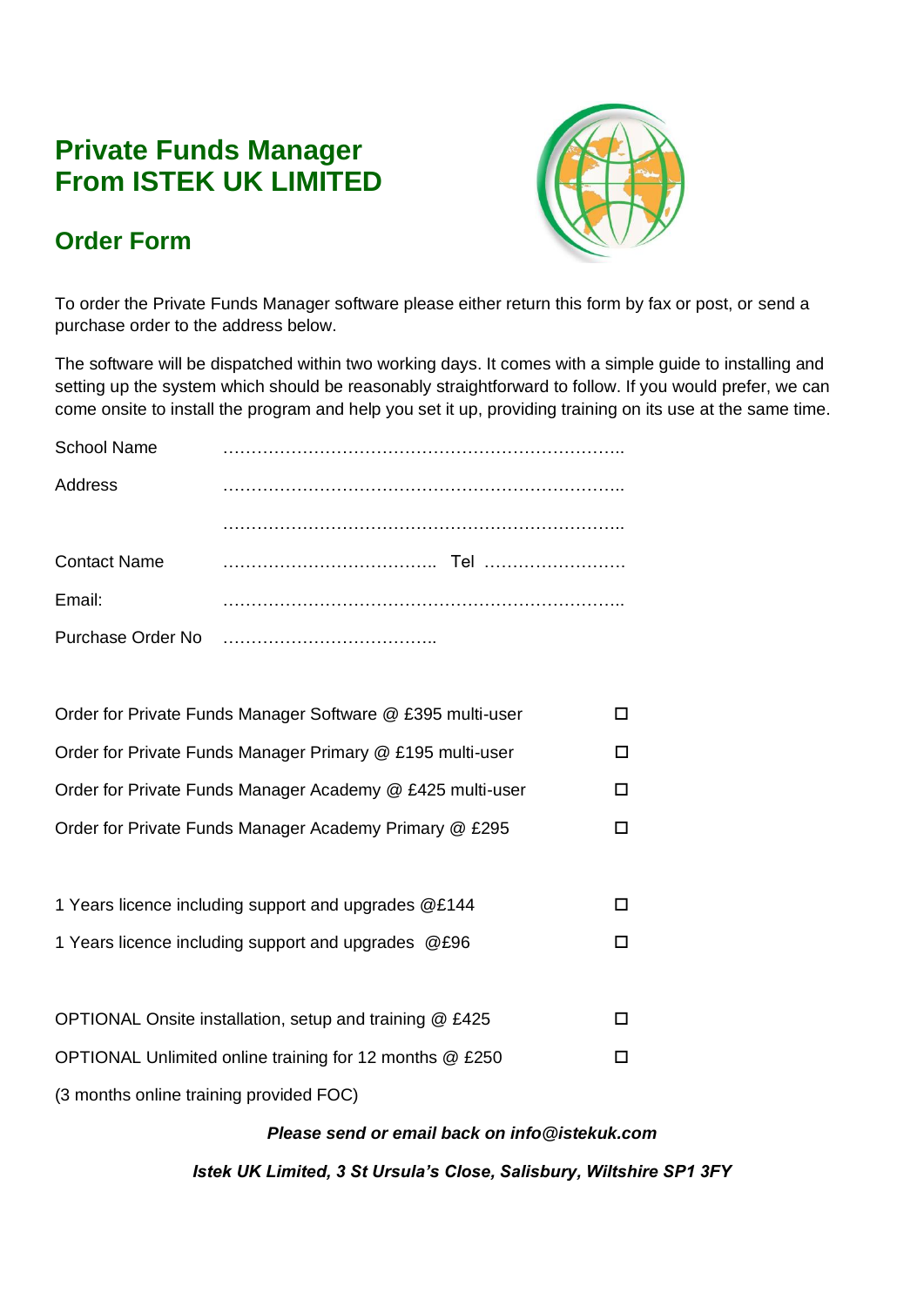# Private Funds Manager From ISTEK UK LIMITED

## Order Form

To order the Private Funds Manager software please either return this form by fax or post, or send a purchase order to the address below.

The software will be dispatched within two working days. It comes with a simple guide to installing and setting up the system which should be reasonably straightforward to follow. If you would prefer, we can come onsite to install the program and help you set it up, providing training on its use at the same time.

School Name ……………………………………………………………..

Address ……………………………………………………………..

……………………………………………………………..

Contact Name ……………………………….. Tel …………………….

Email: ……………………………………………………………..

Purchase Order No ………………………………..

Order for Private Funds Manager Software @ £395 multi-user ☐

Order for Private Funds Manager Primary @ £195 multi-user ☐

Order for Private Funds Manager Academy @ £425 multi-user ☐

Order for Private Funds Manager Academy Primary @ £295 ☐

1 Years licence including support and upgrades @£144 ☐

1 Years licence including support and upgrades @£96 ☐

OPTIONAL Onsite installation, setup and training @ £425 ☐

OPTIONAL Unlimited online training for 12 months @ £250 ☐

(3 months online training provided FOC)

***Please send or email back on info@istekuk.com***

***Istek UK Limited, 3 St Ursula's Close, Salisbury, Wiltshire SP1 3FY***